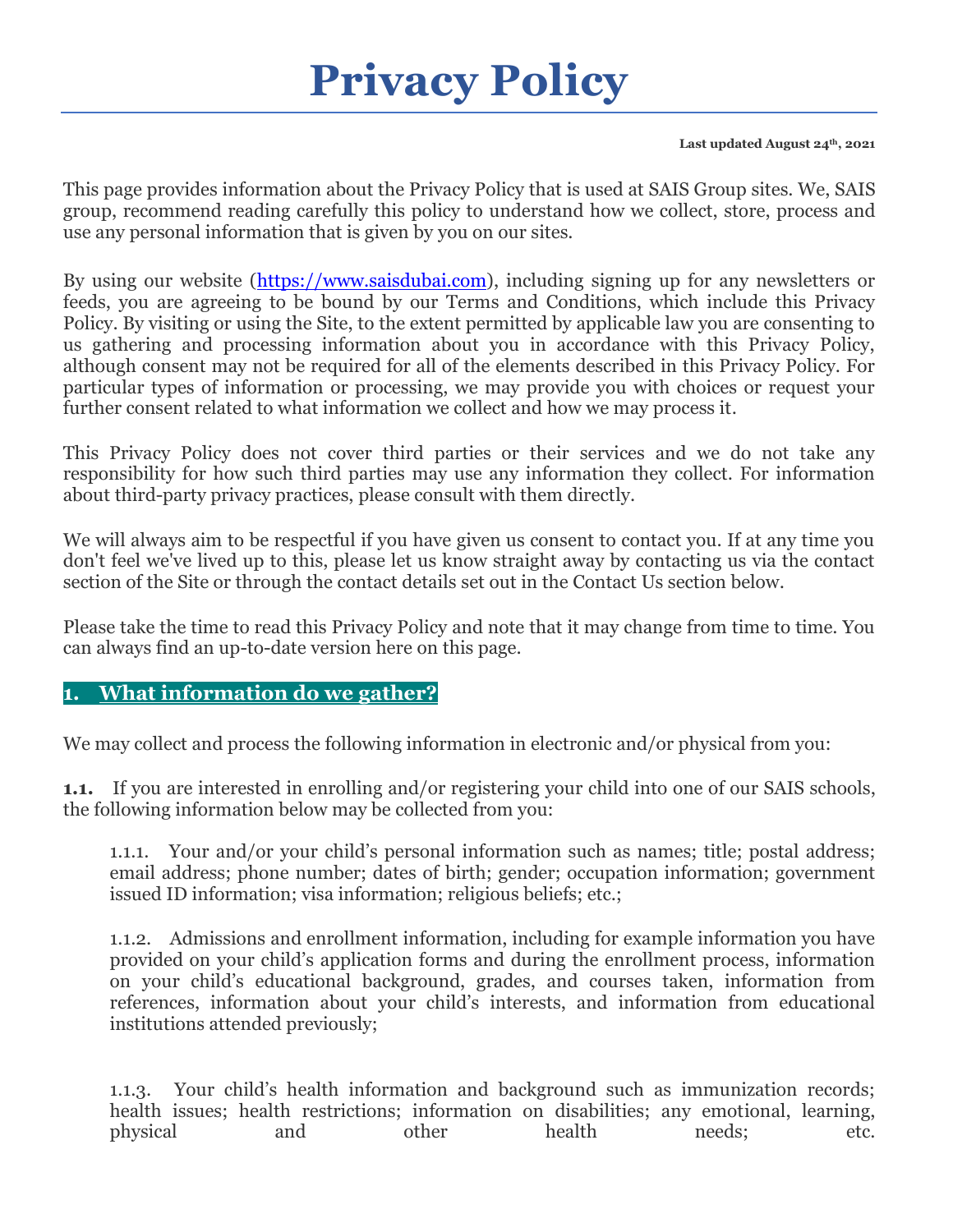# Privacy Policy

**Last updated August 24th, 2021**

This page provides information about the Privacy Policy that is used at SAIS Group sites. We, SAIS group, recommend reading carefully this policy to understand how we collect, store, process and use any personal information that is given by you on our sites.

By using our website (https://www.saisdubai.com), including signing up for any newsletters or feeds, you are agreeing to be bound by our Terms and Conditions, which include this Privacy Policy. By visiting or using the Site, to the extent permitted by applicable law you are consenting to us gathering and processing information about you in accordance with this Privacy Policy, although consent may not be required for all of the elements described in this Privacy Policy. For particular types of information or processing, we may provide you with choices or request your further consent related to what information we collect and how we may process it.

This Privacy Policy does not cover third parties or their services and we do not take any responsibility for how such third parties may use any information they collect. For information about third-party privacy practices, please consult with them directly.

We will always aim to be respectful if you have given us consent to contact you. If at any time you don't feel we've lived up to this, please let us know straight away by contacting us via the contact section of the Site or through the contact details set out in the Contact Us section below.

Please take the time to read this Privacy Policy and note that it may change from time to time. You can always find an up-to-date version here on this page.

## 1. What information do we gather?

We may collect and process the following information in electronic and/or physical from you:

**1.1.** If you are interested in enrolling and/or registering your child into one of our SAIS schools, the following information below may be collected from you:

1.1.1. Your and/or your child's personal information such as names; title; postal address; email address; phone number; dates of birth; gender; occupation information; government issued ID information; visa information; religious beliefs; etc.;

1.1.2. Admissions and enrollment information, including for example information you have provided on your child's application forms and during the enrollment process, information on your child's educational background, grades, and courses taken, information from references, information about your child's interests, and information from educational institutions attended previously;

1.1.3. Your child's health information and background such as immunization records; health issues; health restrictions; information on disabilities; any emotional, learning, physical and other health needs; etc.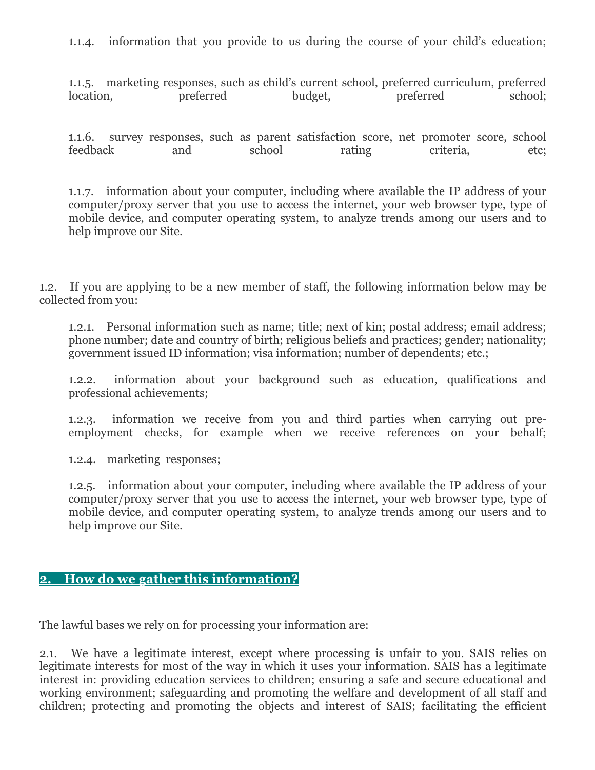1.1.4. information that you provide to us during the course of your child's education;

1.1.5. marketing responses, such as child's current school, preferred curriculum, preferred location, preferred budget, preferred school;

1.1.6. survey responses, such as parent satisfaction score, net promoter score, school feedback and school rating criteria, etc;

1.1.7. information about your computer, including where available the IP address of your computer/proxy server that you use to access the internet, your web browser type, type of mobile device, and computer operating system, to analyze trends among our users and to help improve our Site.

1.2. If you are applying to be a new member of staff, the following information below may be collected from you:

1.2.1. Personal information such as name; title; next of kin; postal address; email address; phone number; date and country of birth; religious beliefs and practices; gender; nationality; government issued ID information; visa information; number of dependents; etc.;

1.2.2. information about your background such as education, qualifications and professional achievements;

1.2.3. information we receive from you and third parties when carrying out pre-employment checks, for example when we receive references on your behalf;

1.2.4. marketing responses;

1.2.5. information about your computer, including where available the IP address of your computer/proxy server that you use to access the internet, your web browser type, type of mobile device, and computer operating system, to analyze trends among our users and to help improve our Site.

## 2. How do we gather this information?

The lawful bases we rely on for processing your information are:

2.1. We have a legitimate interest, except where processing is unfair to you. SAIS relies on legitimate interests for most of the way in which it uses your information. SAIS has a legitimate interest in: providing education services to children; ensuring a safe and secure educational and working environment; safeguarding and promoting the welfare and development of all staff and children; protecting and promoting the objects and interest of SAIS; facilitating the efficient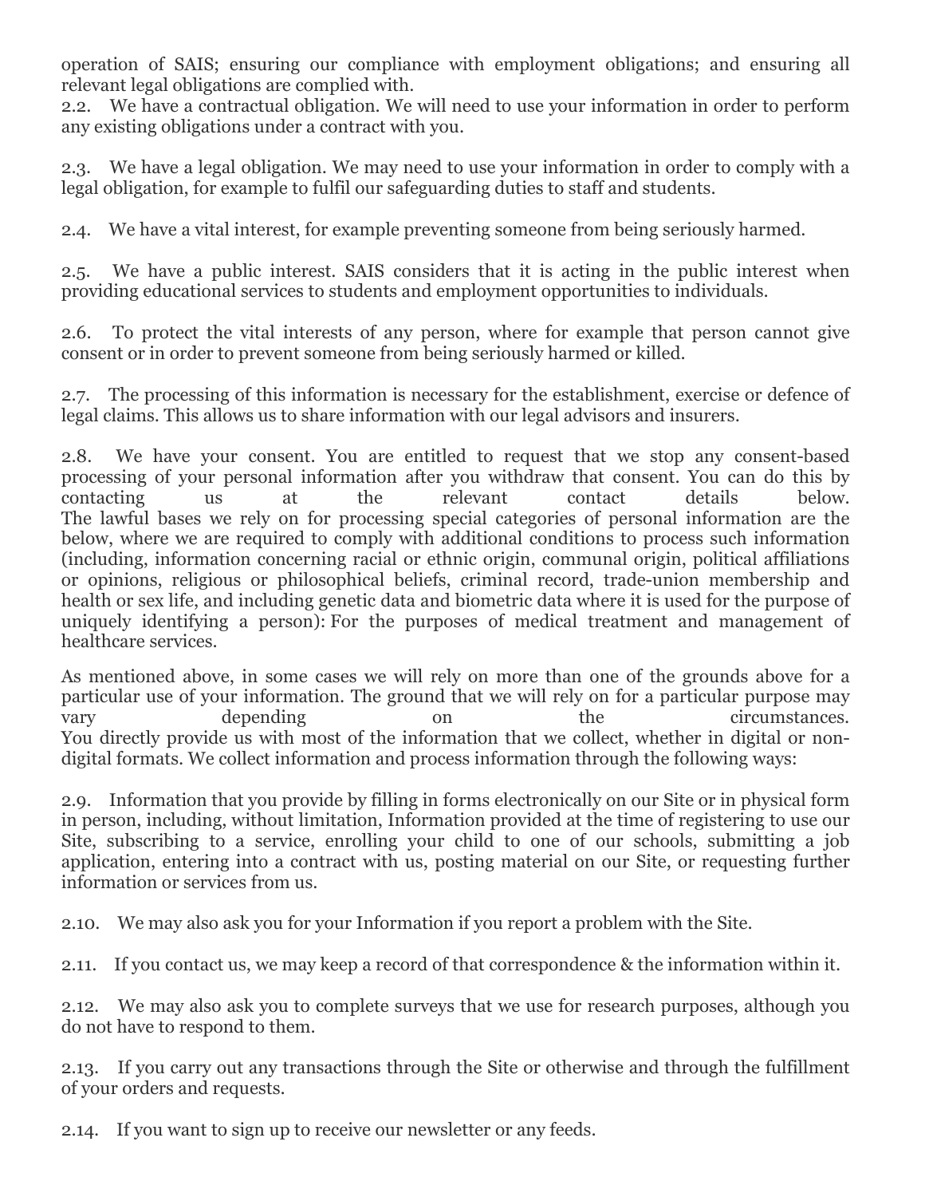operation of SAIS; ensuring our compliance with employment obligations; and ensuring all relevant legal obligations are complied with.

2.2. We have a contractual obligation. We will need to use your information in order to perform any existing obligations under a contract with you.

2.3. We have a legal obligation. We may need to use your information in order to comply with a legal obligation, for example to fulfil our safeguarding duties to staff and students.

2.4. We have a vital interest, for example preventing someone from being seriously harmed.

2.5. We have a public interest. SAIS considers that it is acting in the public interest when providing educational services to students and employment opportunities to individuals.

2.6. To protect the vital interests of any person, where for example that person cannot give consent or in order to prevent someone from being seriously harmed or killed.

2.7. The processing of this information is necessary for the establishment, exercise or defence of legal claims. This allows us to share information with our legal advisors and insurers.

2.8. We have your consent. You are entitled to request that we stop any consent-based processing of your personal information after you withdraw that consent. You can do this by contacting us at the relevant contact details below.
The lawful bases we rely on for processing special categories of personal information are the below, where we are required to comply with additional conditions to process such information (including, information concerning racial or ethnic origin, communal origin, political affiliations or opinions, religious or philosophical beliefs, criminal record, trade-union membership and health or sex life, and including genetic data and biometric data where it is used for the purpose of uniquely identifying a person): For the purposes of medical treatment and management of healthcare services.

As mentioned above, in some cases we will rely on more than one of the grounds above for a particular use of your information. The ground that we will rely on for a particular purpose may vary depending on the circumstances.
You directly provide us with most of the information that we collect, whether in digital or non-digital formats. We collect information and process information through the following ways:

2.9. Information that you provide by filling in forms electronically on our Site or in physical form in person, including, without limitation, Information provided at the time of registering to use our Site, subscribing to a service, enrolling your child to one of our schools, submitting a job application, entering into a contract with us, posting material on our Site, or requesting further information or services from us.

2.10. We may also ask you for your Information if you report a problem with the Site.

2.11. If you contact us, we may keep a record of that correspondence & the information within it.

2.12. We may also ask you to complete surveys that we use for research purposes, although you do not have to respond to them.

2.13. If you carry out any transactions through the Site or otherwise and through the fulfillment of your orders and requests.

2.14. If you want to sign up to receive our newsletter or any feeds.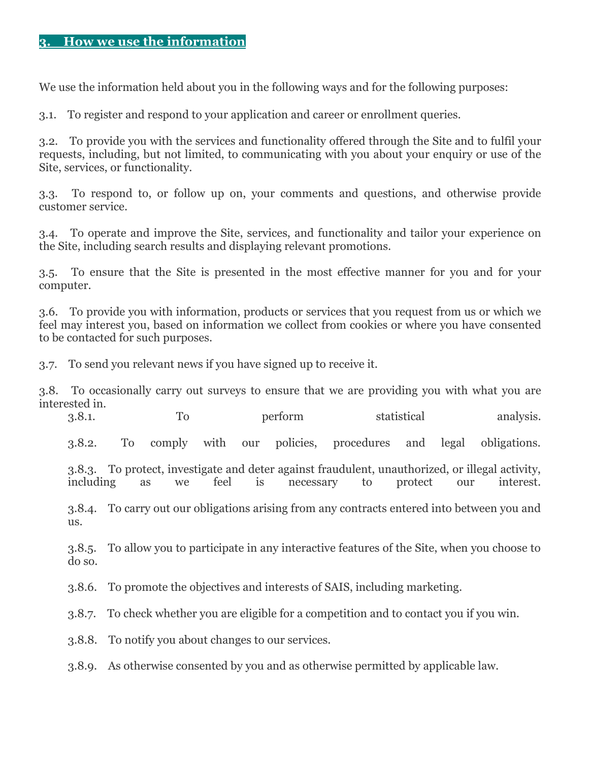## 3. How we use the information

We use the information held about you in the following ways and for the following purposes:

3.1. To register and respond to your application and career or enrollment queries.

3.2. To provide you with the services and functionality offered through the Site and to fulfil your requests, including, but not limited, to communicating with you about your enquiry or use of the Site, services, or functionality.

3.3. To respond to, or follow up on, your comments and questions, and otherwise provide customer service.

3.4. To operate and improve the Site, services, and functionality and tailor your experience on the Site, including search results and displaying relevant promotions.

3.5. To ensure that the Site is presented in the most effective manner for you and for your computer.

3.6. To provide you with information, products or services that you request from us or which we feel may interest you, based on information we collect from cookies or where you have consented to be contacted for such purposes.

3.7. To send you relevant news if you have signed up to receive it.

3.8. To occasionally carry out surveys to ensure that we are providing you with what you are interested in.

- 3.8.1. To perform statistical analysis.
- 3.8.2. To comply with our policies, procedures and legal obligations.
- 3.8.3. To protect, investigate and deter against fraudulent, unauthorized, or illegal activity, including as we feel is necessary to protect our interest.
- 3.8.4. To carry out our obligations arising from any contracts entered into between you and us.
- 3.8.5. To allow you to participate in any interactive features of the Site, when you choose to do so.
- 3.8.6. To promote the objectives and interests of SAIS, including marketing.
- 3.8.7. To check whether you are eligible for a competition and to contact you if you win.
- 3.8.8. To notify you about changes to our services.
- 3.8.9. As otherwise consented by you and as otherwise permitted by applicable law.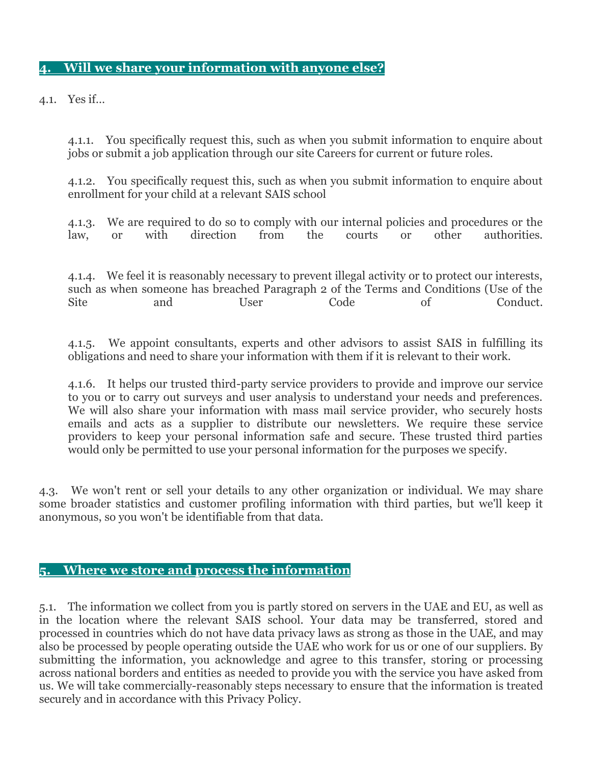## 4. Will we share your information with anyone else?

4.1. Yes if...

4.1.1. You specifically request this, such as when you submit information to enquire about jobs or submit a job application through our site Careers for current or future roles.

4.1.2. You specifically request this, such as when you submit information to enquire about enrollment for your child at a relevant SAIS school

4.1.3. We are required to do so to comply with our internal policies and procedures or the law, or with direction from the courts or other authorities.

4.1.4. We feel it is reasonably necessary to prevent illegal activity or to protect our interests, such as when someone has breached Paragraph 2 of the Terms and Conditions (Use of the Site and User Code of Conduct.

4.1.5. We appoint consultants, experts and other advisors to assist SAIS in fulfilling its obligations and need to share your information with them if it is relevant to their work.

4.1.6. It helps our trusted third-party service providers to provide and improve our service to you or to carry out surveys and user analysis to understand your needs and preferences. We will also share your information with mass mail service provider, who securely hosts emails and acts as a supplier to distribute our newsletters. We require these service providers to keep your personal information safe and secure. These trusted third parties would only be permitted to use your personal information for the purposes we specify.

4.3. We won't rent or sell your details to any other organization or individual. We may share some broader statistics and customer profiling information with third parties, but we'll keep it anonymous, so you won't be identifiable from that data.

## 5. Where we store and process the information

5.1. The information we collect from you is partly stored on servers in the UAE and EU, as well as in the location where the relevant SAIS school. Your data may be transferred, stored and processed in countries which do not have data privacy laws as strong as those in the UAE, and may also be processed by people operating outside the UAE who work for us or one of our suppliers. By submitting the information, you acknowledge and agree to this transfer, storing or processing across national borders and entities as needed to provide you with the service you have asked from us. We will take commercially-reasonably steps necessary to ensure that the information is treated securely and in accordance with this Privacy Policy.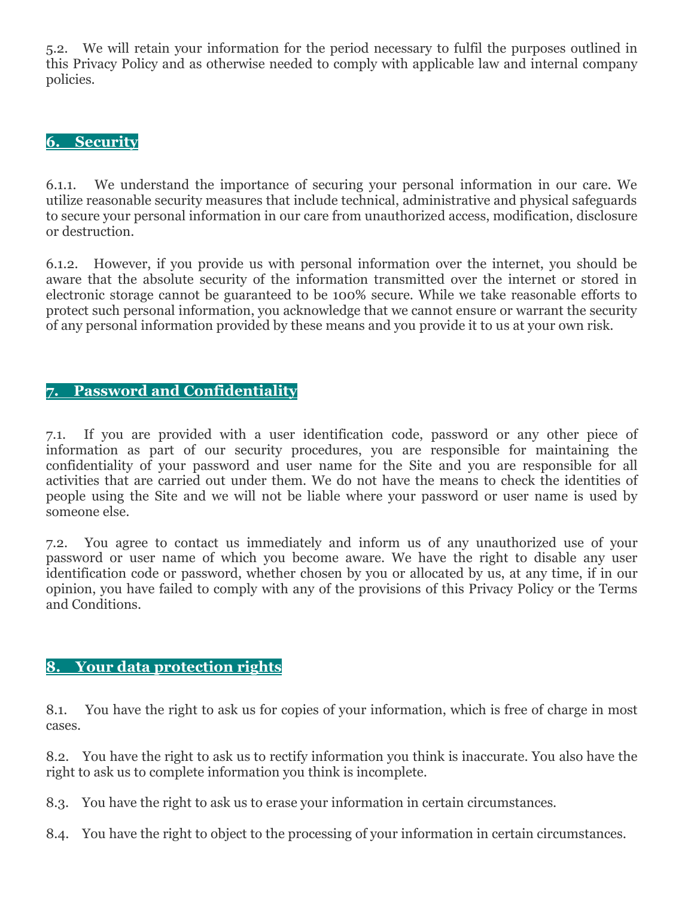5.2. We will retain your information for the period necessary to fulfil the purposes outlined in this Privacy Policy and as otherwise needed to comply with applicable law and internal company policies.

## 6. Security

6.1.1. We understand the importance of securing your personal information in our care. We utilize reasonable security measures that include technical, administrative and physical safeguards to secure your personal information in our care from unauthorized access, modification, disclosure or destruction.

6.1.2. However, if you provide us with personal information over the internet, you should be aware that the absolute security of the information transmitted over the internet or stored in electronic storage cannot be guaranteed to be 100% secure. While we take reasonable efforts to protect such personal information, you acknowledge that we cannot ensure or warrant the security of any personal information provided by these means and you provide it to us at your own risk.

## 7. Password and Confidentiality

7.1. If you are provided with a user identification code, password or any other piece of information as part of our security procedures, you are responsible for maintaining the confidentiality of your password and user name for the Site and you are responsible for all activities that are carried out under them. We do not have the means to check the identities of people using the Site and we will not be liable where your password or user name is used by someone else.

7.2. You agree to contact us immediately and inform us of any unauthorized use of your password or user name of which you become aware. We have the right to disable any user identification code or password, whether chosen by you or allocated by us, at any time, if in our opinion, you have failed to comply with any of the provisions of this Privacy Policy or the Terms and Conditions.

## 8. Your data protection rights

8.1. You have the right to ask us for copies of your information, which is free of charge in most cases.

8.2. You have the right to ask us to rectify information you think is inaccurate. You also have the right to ask us to complete information you think is incomplete.

8.3. You have the right to ask us to erase your information in certain circumstances.

8.4. You have the right to object to the processing of your information in certain circumstances.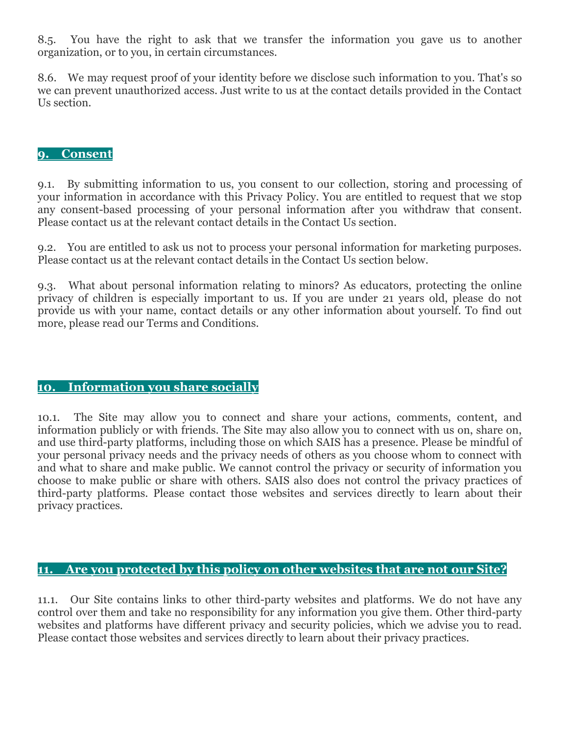8.5. You have the right to ask that we transfer the information you gave us to another organization, or to you, in certain circumstances.

8.6. We may request proof of your identity before we disclose such information to you. That's so we can prevent unauthorized access. Just write to us at the contact details provided in the Contact Us section.

## 9. Consent

9.1. By submitting information to us, you consent to our collection, storing and processing of your information in accordance with this Privacy Policy. You are entitled to request that we stop any consent-based processing of your personal information after you withdraw that consent. Please contact us at the relevant contact details in the Contact Us section.

9.2. You are entitled to ask us not to process your personal information for marketing purposes. Please contact us at the relevant contact details in the Contact Us section below.

9.3. What about personal information relating to minors? As educators, protecting the online privacy of children is especially important to us. If you are under 21 years old, please do not provide us with your name, contact details or any other information about yourself. To find out more, please read our Terms and Conditions.

## 10. Information you share socially

10.1. The Site may allow you to connect and share your actions, comments, content, and information publicly or with friends. The Site may also allow you to connect with us on, share on, and use third-party platforms, including those on which SAIS has a presence. Please be mindful of your personal privacy needs and the privacy needs of others as you choose whom to connect with and what to share and make public. We cannot control the privacy or security of information you choose to make public or share with others. SAIS also does not control the privacy practices of third-party platforms. Please contact those websites and services directly to learn about their privacy practices.

## 11. Are you protected by this policy on other websites that are not our Site?

11.1. Our Site contains links to other third-party websites and platforms. We do not have any control over them and take no responsibility for any information you give them. Other third-party websites and platforms have different privacy and security policies, which we advise you to read. Please contact those websites and services directly to learn about their privacy practices.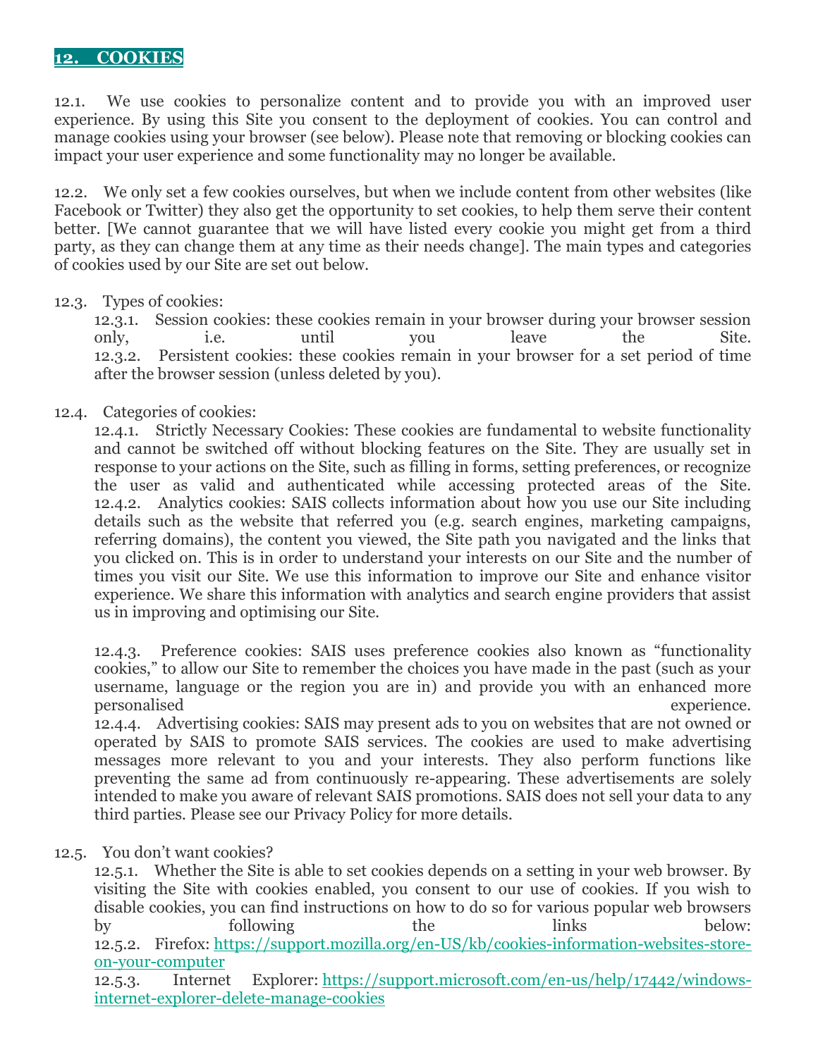## 12. COOKIES

12.1. We use cookies to personalize content and to provide you with an improved user experience. By using this Site you consent to the deployment of cookies. You can control and manage cookies using your browser (see below). Please note that removing or blocking cookies can impact your user experience and some functionality may no longer be available.

12.2. We only set a few cookies ourselves, but when we include content from other websites (like Facebook or Twitter) they also get the opportunity to set cookies, to help them serve their content better. [We cannot guarantee that we will have listed every cookie you might get from a third party, as they can change them at any time as their needs change]. The main types and categories of cookies used by our Site are set out below.

12.3. Types of cookies:

12.3.1. Session cookies: these cookies remain in your browser during your browser session only, i.e. until you leave the Site.

12.3.2. Persistent cookies: these cookies remain in your browser for a set period of time after the browser session (unless deleted by you).

12.4. Categories of cookies:

12.4.1. Strictly Necessary Cookies: These cookies are fundamental to website functionality and cannot be switched off without blocking features on the Site. They are usually set in response to your actions on the Site, such as filling in forms, setting preferences, or recognize the user as valid and authenticated while accessing protected areas of the Site.

12.4.2. Analytics cookies: SAIS collects information about how you use our Site including details such as the website that referred you (e.g. search engines, marketing campaigns, referring domains), the content you viewed, the Site path you navigated and the links that you clicked on. This is in order to understand your interests on our Site and the number of times you visit our Site. We use this information to improve our Site and enhance visitor experience. We share this information with analytics and search engine providers that assist us in improving and optimising our Site.

12.4.3. Preference cookies: SAIS uses preference cookies also known as "functionality cookies," to allow our Site to remember the choices you have made in the past (such as your username, language or the region you are in) and provide you with an enhanced more personalised experience.

12.4.4. Advertising cookies: SAIS may present ads to you on websites that are not owned or operated by SAIS to promote SAIS services. The cookies are used to make advertising messages more relevant to you and your interests. They also perform functions like preventing the same ad from continuously re-appearing. These advertisements are solely intended to make you aware of relevant SAIS promotions. SAIS does not sell your data to any third parties. Please see our Privacy Policy for more details.

12.5. You don't want cookies?

12.5.1. Whether the Site is able to set cookies depends on a setting in your web browser. By visiting the Site with cookies enabled, you consent to our use of cookies. If you wish to disable cookies, you can find instructions on how to do so for various popular web browsers by following the links below:

12.5.2. Firefox: https://support.mozilla.org/en-US/kb/cookies-information-websites-store-on-your-computer

12.5.3. Internet Explorer: https://support.microsoft.com/en-us/help/17442/windows-internet-explorer-delete-manage-cookies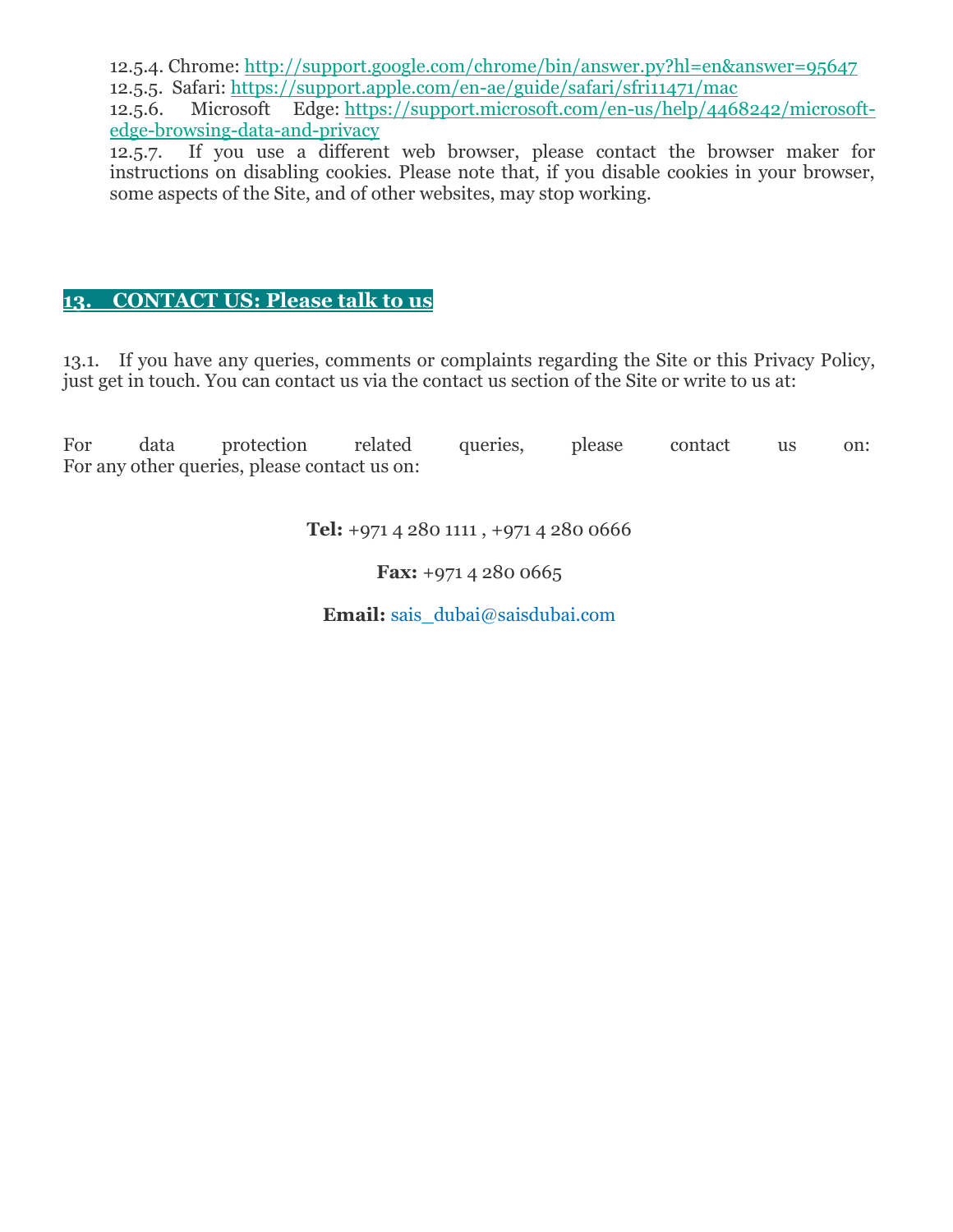12.5.4. Chrome: http://support.google.com/chrome/bin/answer.py?hl=en&answer=95647
12.5.5. Safari: https://support.apple.com/en-ae/guide/safari/sfri11471/mac
12.5.6. Microsoft Edge: https://support.microsoft.com/en-us/help/4468242/microsoft-edge-browsing-data-and-privacy
12.5.7. If you use a different web browser, please contact the browser maker for instructions on disabling cookies. Please note that, if you disable cookies in your browser, some aspects of the Site, and of other websites, may stop working.

## 13. CONTACT US: Please talk to us

13.1. If you have any queries, comments or complaints regarding the Site or this Privacy Policy, just get in touch. You can contact us via the contact us section of the Site or write to us at:

For data protection related queries, please contact us on:
For any other queries, please contact us on:

**Tel:** +971 4 280 1111 , +971 4 280 0666

**Fax:** +971 4 280 0665

**Email:** sais_dubai@saisdubai.com